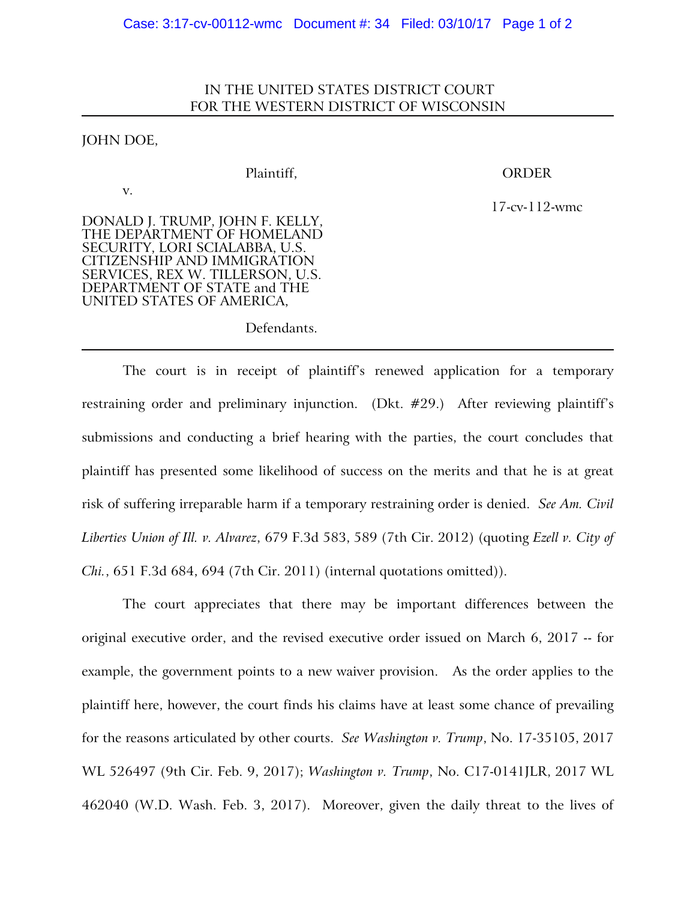IN THE UNITED STATES DISTRICT COURT
FOR THE WESTERN DISTRICT OF WISCONSIN

---

JOHN DOE,

Plaintiff, ORDER

v. 17-cv-112-wmc

DONALD J. TRUMP, JOHN F. KELLY, THE DEPARTMENT OF HOMELAND SECURITY, LORI SCIALABBA, U.S. CITIZENSHIP AND IMMIGRATION SERVICES, REX W. TILLERSON, U.S. DEPARTMENT OF STATE and THE UNITED STATES OF AMERICA,

Defendants.

---

The court is in receipt of plaintiff's renewed application for a temporary restraining order and preliminary injunction. (Dkt. #29.) After reviewing plaintiff's submissions and conducting a brief hearing with the parties, the court concludes that plaintiff has presented some likelihood of success on the merits and that he is at great risk of suffering irreparable harm if a temporary restraining order is denied. *See Am. Civil Liberties Union of Ill. v. Alvarez*, 679 F.3d 583, 589 (7th Cir. 2012) (quoting *Ezell v. City of Chi.*, 651 F.3d 684, 694 (7th Cir. 2011) (internal quotations omitted)).

The court appreciates that there may be important differences between the original executive order, and the revised executive order issued on March 6, 2017 -- for example, the government points to a new waiver provision. As the order applies to the plaintiff here, however, the court finds his claims have at least some chance of prevailing for the reasons articulated by other courts. *See Washington v. Trump*, No. 17-35105, 2017 WL 526497 (9th Cir. Feb. 9, 2017); *Washington v. Trump*, No. C17-0141JLR, 2017 WL 462040 (W.D. Wash. Feb. 3, 2017). Moreover, given the daily threat to the lives of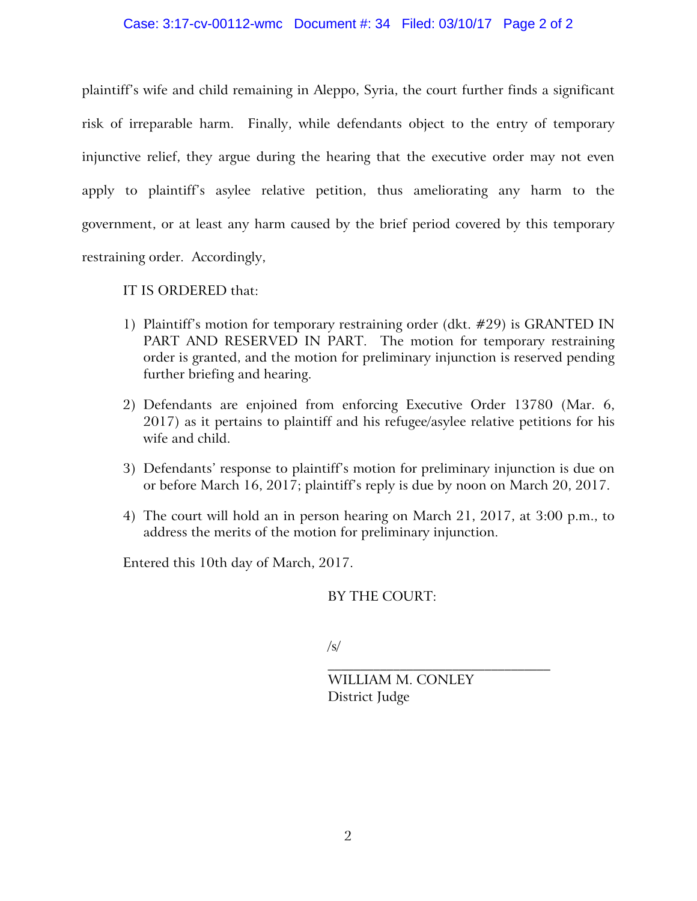plaintiff's wife and child remaining in Aleppo, Syria, the court further finds a significant risk of irreparable harm. Finally, while defendants object to the entry of temporary injunctive relief, they argue during the hearing that the executive order may not even apply to plaintiff's asylee relative petition, thus ameliorating any harm to the government, or at least any harm caused by the brief period covered by this temporary restraining order. Accordingly,

IT IS ORDERED that:

1) Plaintiff's motion for temporary restraining order (dkt. #29) is GRANTED IN PART AND RESERVED IN PART. The motion for temporary restraining order is granted, and the motion for preliminary injunction is reserved pending further briefing and hearing.

2) Defendants are enjoined from enforcing Executive Order 13780 (Mar. 6, 2017) as it pertains to plaintiff and his refugee/asylee relative petitions for his wife and child.

3) Defendants' response to plaintiff's motion for preliminary injunction is due on or before March 16, 2017; plaintiff's reply is due by noon on March 20, 2017.

4) The court will hold an in person hearing on March 21, 2017, at 3:00 p.m., to address the merits of the motion for preliminary injunction.

Entered this 10th day of March, 2017.

BY THE COURT:

/s/
______________________________
WILLIAM M. CONLEY
District Judge